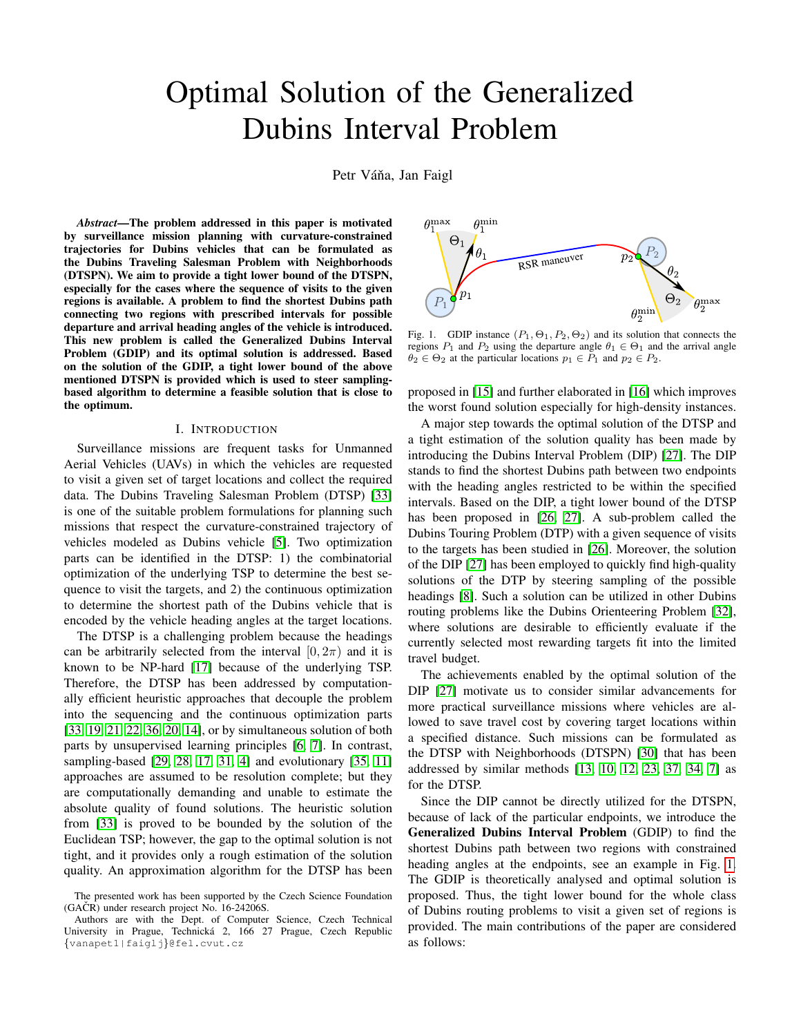# Optimal Solution of the Generalized Dubins Interval Problem

Petr Váňa, Jan Faigl

***Abstract*—The problem addressed in this paper is motivated by surveillance mission planning with curvature-constrained trajectories for Dubins vehicles that can be formulated as the Dubins Traveling Salesman Problem with Neighborhoods (DTSPN). We aim to provide a tight lower bound of the DTSPN, especially for the cases where the sequence of visits to the given regions is available. A problem to find the shortest Dubins path connecting two regions with prescribed intervals for possible departure and arrival heading angles of the vehicle is introduced. This new problem is called the Generalized Dubins Interval Problem (GDIP) and its optimal solution is addressed. Based on the solution of the GDIP, a tight lower bound of the above mentioned DTSPN is provided which is used to steer sampling-based algorithm to determine a feasible solution that is close to the optimum.**

## I. Introduction

Surveillance missions are frequent tasks for Unmanned Aerial Vehicles (UAVs) in which the vehicles are requested to visit a given set of target locations and collect the required data. The Dubins Traveling Salesman Problem (DTSP) [33] is one of the suitable problem formulations for planning such missions that respect the curvature-constrained trajectory of vehicles modeled as Dubins vehicle [5]. Two optimization parts can be identified in the DTSP: 1) the combinatorial optimization of the underlying TSP to determine the best sequence to visit the targets, and 2) the continuous optimization to determine the shortest path of the Dubins vehicle that is encoded by the vehicle heading angles at the target locations.

The DTSP is a challenging problem because the headings can be arbitrarily selected from the interval $[0, 2\pi)$ and it is known to be NP-hard [17] because of the underlying TSP. Therefore, the DTSP has been addressed by computationally efficient heuristic approaches that decouple the problem into the sequencing and the continuous optimization parts [33, 19, 21, 22, 36, 20, 14], or by simultaneous solution of both parts by unsupervised learning principles [6, 7]. In contrast, sampling-based [29, 28, 17, 31, 4] and evolutionary [35, 11] approaches are assumed to be resolution complete; but they are computationally demanding and unable to estimate the absolute quality of found solutions. The heuristic solution from [33] is proved to be bounded by the solution of the Euclidean TSP; however, the gap to the optimal solution is not tight, and it provides only a rough estimation of the solution quality. An approximation algorithm for the DTSP has been proposed in [15] and further elaborated in [16] which improves the worst found solution especially for high-density instances.

A major step towards the optimal solution of the DTSP and a tight estimation of the solution quality has been made by introducing the Dubins Interval Problem (DIP) [27]. The DIP stands to find the shortest Dubins path between two endpoints with the heading angles restricted to be within the specified intervals. Based on the DIP, a tight lower bound of the DTSP has been proposed in [26, 27]. A sub-problem called the Dubins Touring Problem (DTP) with a given sequence of visits to the targets has been studied in [26]. Moreover, the solution of the DIP [27] has been employed to quickly find high-quality solutions of the DTP by steering sampling of the possible headings [8]. Such a solution can be utilized in other Dubins routing problems like the Dubins Orienteering Problem [32], where solutions are desirable to efficiently evaluate if the currently selected most rewarding targets fit into the limited travel budget.

The achievements enabled by the optimal solution of the DIP [27] motivate us to consider similar advancements for more practical surveillance missions where vehicles are allowed to save travel cost by covering target locations within a specified distance. Such missions can be formulated as the DTSP with Neighborhoods (DTSPN) [30] that has been addressed by similar methods [13, 10, 12, 23, 37, 34, 7] as for the DTSP.

Since the DIP cannot be directly utilized for the DTSPN, because of lack of the particular endpoints, we introduce the **Generalized Dubins Interval Problem** (GDIP) to find the shortest Dubins path between two regions with constrained heading angles at the endpoints, see an example in Fig. 1. The GDIP is theoretically analysed and optimal solution is proposed. Thus, the tight lower bound for the whole class of Dubins routing problems to visit a given set of regions is provided. The main contributions of the paper are considered as follows:

Fig. 1. GDIP instance $(P_1, \Theta_1, P_2, \Theta_2)$ and its solution that connects the regions $P_1$ and $P_2$ using the departure angle $\theta_1 \in \Theta_1$ and the arrival angle $\theta_2 \in \Theta_2$ at the particular locations $p_1 \in P_1$ and $p_2 \in P_2$.

The presented work has been supported by the Czech Science Foundation (GAČR) under research project No. 16-24206S.

Authors are with the Dept. of Computer Science, Czech Technical University in Prague, Technická 2, 166 27 Prague, Czech Republic {vanapet1|faiglj}@fel.cvut.cz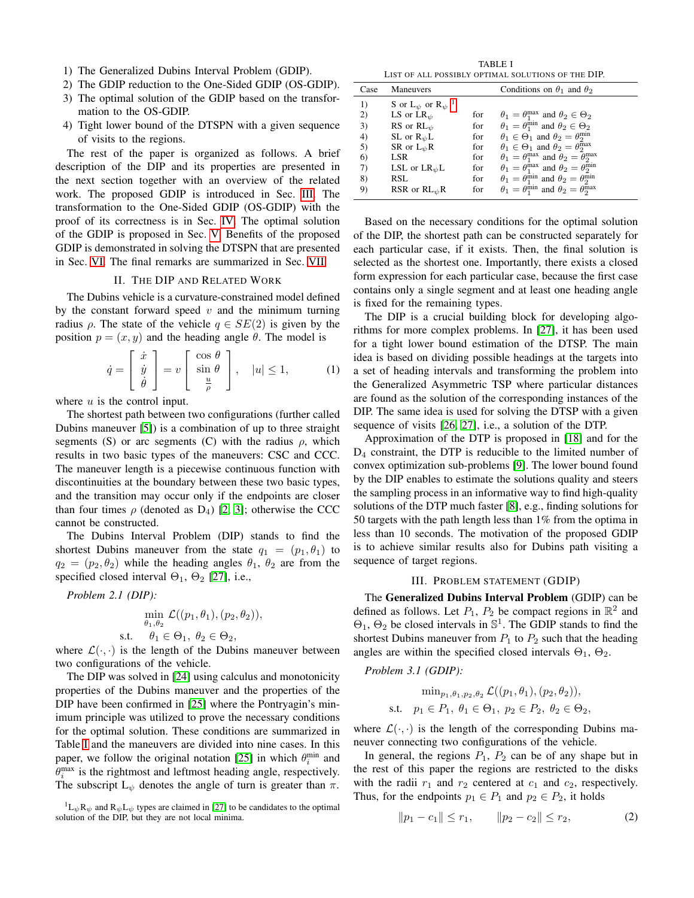1) The Generalized Dubins Interval Problem (GDIP).
2) The GDIP reduction to the One-Sided GDIP (OS-GDIP).
3) The optimal solution of the GDIP based on the transformation to the OS-GDIP.
4) Tight lower bound of the DTSPN with a given sequence of visits to the regions.

The rest of the paper is organized as follows. A brief description of the DIP and its properties are presented in the next section together with an overview of the related work. The proposed GDIP is introduced in Sec. III. The transformation to the One-Sided GDIP (OS-GDIP) with the proof of its correctness is in Sec. IV. The optimal solution of the GDIP is proposed in Sec. V. Benefits of the proposed GDIP is demonstrated in solving the DTSPN that are presented in Sec. VI. The final remarks are summarized in Sec. VII.

## II. The DIP and Related Work

The Dubins vehicle is a curvature-constrained model defined by the constant forward speed $v$ and the minimum turning radius $\rho$. The state of the vehicle $q \in SE(2)$ is given by the position $p = (x, y)$ and the heading angle $\theta$. The model is

$$\dot{q} = \begin{bmatrix} \dot{x} \\ \dot{y} \\ \dot{\theta} \end{bmatrix} = v \begin{bmatrix} \cos\theta \\ \sin\theta \\ \frac{u}{\rho} \end{bmatrix}, \quad |u| \leq 1, \tag{1}$$

where $u$ is the control input.

The shortest path between two configurations (further called Dubins maneuver [5]) is a combination of up to three straight segments (S) or arc segments (C) with the radius $\rho$, which results in two basic types of the maneuvers: CSC and CCC. The maneuver length is a piecewise continuous function with discontinuities at the boundary between these two basic types, and the transition may occur only if the endpoints are closer than four times $\rho$ (denoted as $D_4$) [2, 3]; otherwise the CCC cannot be constructed.

The Dubins Interval Problem (DIP) stands to find the shortest Dubins maneuver from the state $q_1 = (p_1, \theta_1)$ to $q_2 = (p_2, \theta_2)$ while the heading angles $\theta_1$, $\theta_2$ are from the specified closed interval $\Theta_1$, $\Theta_2$ [27], i.e.,

*Problem 2.1 (DIP):*

$$\min_{\theta_1, \theta_2} \mathcal{L}((p_1, \theta_1), (p_2, \theta_2)),$$
$$\text{s.t.} \quad \theta_1 \in \Theta_1,\ \theta_2 \in \Theta_2,$$

where $\mathcal{L}(\cdot, \cdot)$ is the length of the Dubins maneuver between two configurations of the vehicle.

The DIP was solved in [24] using calculus and monotonicity properties of the Dubins maneuver and the properties of the DIP have been confirmed in [25] where the Pontryagin's minimum principle was utilized to prove the necessary conditions for the optimal solution. These conditions are summarized in Table I and the maneuvers are divided into nine cases. In this paper, we follow the original notation [25] in which $\theta_i^{\min}$ and $\theta_i^{\max}$ is the rightmost and leftmost heading angle, respectively. The subscript $L_\psi$ denotes the angle of turn is greater than $\pi$.

[1] $L_\psi R_\psi$ and $R_\psi L_\psi$ types are claimed in [27] to be candidates to the optimal solution of the DIP, but they are not local minima.

TABLE I
List of all possibly optimal solutions of the DIP.

| Case | Maneuvers | | Conditions on $\theta_1$ and $\theta_2$ |
|---|---|---|---|
| 1) | S or $L_\psi$ or $R_\psi$ [1] | | |
| 2) | LS or $LR_\psi$ | for | $\theta_1 = \theta_1^{\max}$ and $\theta_2 \in \Theta_2$ |
| 3) | RS or $RL_\psi$ | for | $\theta_1 = \theta_1^{\min}$ and $\theta_2 \in \Theta_2$ |
| 4) | SL or $R_\psi L$ | for | $\theta_1 \in \Theta_1$ and $\theta_2 = \theta_2^{\min}$ |
| 5) | SR or $L_\psi R$ | for | $\theta_1 \in \Theta_1$ and $\theta_2 = \theta_2^{\max}$ |
| 6) | LSR | for | $\theta_1 = \theta_1^{\max}$ and $\theta_2 = \theta_2^{\max}$ |
| 7) | LSL or $LR_\psi L$ | for | $\theta_1 = \theta_1^{\max}$ and $\theta_2 = \theta_2^{\min}$ |
| 8) | RSL | for | $\theta_1 = \theta_1^{\min}$ and $\theta_2 = \theta_2^{\min}$ |
| 9) | RSR or $RL_\psi R$ | for | $\theta_1 = \theta_1^{\min}$ and $\theta_2 = \theta_2^{\max}$ |

Based on the necessary conditions for the optimal solution of the DIP, the shortest path can be constructed separately for each particular case, if it exists. Then, the final solution is selected as the shortest one. Importantly, there exists a closed form expression for each particular case, because the first case contains only a single segment and at least one heading angle is fixed for the remaining types.

The DIP is a crucial building block for developing algorithms for more complex problems. In [27], it has been used for a tight lower bound estimation of the DTSP. The main idea is based on dividing possible headings at the targets into a set of heading intervals and transforming the problem into the Generalized Asymmetric TSP where particular distances are found as the solution of the corresponding instances of the DIP. The same idea is used for solving the DTSP with a given sequence of visits [26, 27], i.e., a solution of the DTP.

Approximation of the DTP is proposed in [18] and for the $D_4$ constraint, the DTP is reducible to the limited number of convex optimization sub-problems [9]. The lower bound found by the DIP enables to estimate the solutions quality and steers the sampling process in an informative way to find high-quality solutions of the DTP much faster [8], e.g., finding solutions for 50 targets with the path length less than 1% from the optima in less than 10 seconds. The motivation of the proposed GDIP is to achieve similar results also for Dubins path visiting a sequence of target regions.

## III. Problem Statement (GDIP)

The **Generalized Dubins Interval Problem** (GDIP) can be defined as follows. Let $P_1$, $P_2$ be compact regions in $\mathbb{R}^2$ and $\Theta_1$, $\Theta_2$ be closed intervals in $\mathbb{S}^1$. The GDIP stands to find the shortest Dubins maneuver from $P_1$ to $P_2$ such that the heading angles are within the specified closed intervals $\Theta_1$, $\Theta_2$.

*Problem 3.1 (GDIP):*

$$\min_{p_1, \theta_1, p_2, \theta_2} \mathcal{L}((p_1, \theta_1), (p_2, \theta_2)),$$
$$\text{s.t.} \quad p_1 \in P_1,\ \theta_1 \in \Theta_1,\ p_2 \in P_2,\ \theta_2 \in \Theta_2,$$

where $\mathcal{L}(\cdot, \cdot)$ is the length of the corresponding Dubins maneuver connecting two configurations of the vehicle.

In general, the regions $P_1$, $P_2$ can be of any shape but in the rest of this paper the regions are restricted to the disks with the radii $r_1$ and $r_2$ centered at $c_1$ and $c_2$, respectively. Thus, for the endpoints $p_1 \in P_1$ and $p_2 \in P_2$, it holds

$$\|p_1 - c_1\| \leq r_1, \qquad \|p_2 - c_2\| \leq r_2, \tag{2}$$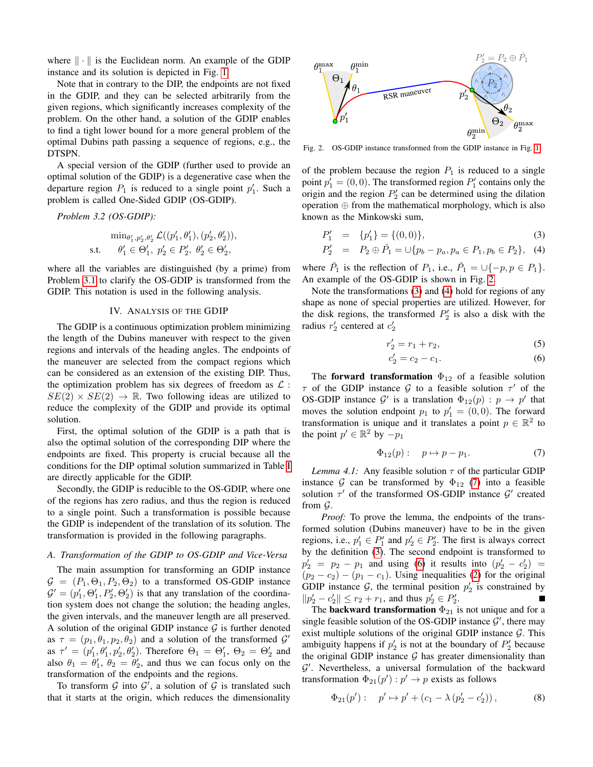where $\|\cdot\|$ is the Euclidean norm. An example of the GDIP instance and its solution is depicted in Fig. 1.

Note that in contrary to the DIP, the endpoints are not fixed in the GDIP, and they can be selected arbitrarily from the given regions, which significantly increases complexity of the problem. On the other hand, a solution of the GDIP enables to find a tight lower bound for a more general problem of the optimal Dubins path passing a sequence of regions, e.g., the DTSPN.

A special version of the GDIP (further used to provide an optimal solution of the GDIP) is a degenerative case when the departure region $P_1$ is reduced to a single point $p'_1$. Such a problem is called One-Sided GDIP (OS-GDIP).

*Problem 3.2 (OS-GDIP):*

$$
\begin{aligned}
&\min_{\theta'_1, p'_2, \theta'_2} \mathcal{L}((p'_1, \theta'_1), (p'_2, \theta'_2)), \\
\text{s.t.} \quad & \theta'_1 \in \Theta'_1,\ p'_2 \in P'_2,\ \theta'_2 \in \Theta'_2,
\end{aligned}
$$

where all the variables are distinguished (by a prime) from Problem 3.1 to clarify the OS-GDIP is transformed from the GDIP. This notation is used in the following analysis.

## IV. Analysis of the GDIP

The GDIP is a continuous optimization problem minimizing the length of the Dubins maneuver with respect to the given regions and intervals of the heading angles. The endpoints of the maneuver are selected from the compact regions which can be considered as an extension of the existing DIP. Thus, the optimization problem has six degrees of freedom as $\mathcal{L} : SE(2) \times SE(2) \to \mathbb{R}$. Two following ideas are utilized to reduce the complexity of the GDIP and provide its optimal solution.

First, the optimal solution of the GDIP is a path that is also the optimal solution of the corresponding DIP where the endpoints are fixed. This property is crucial because all the conditions for the DIP optimal solution summarized in Table I are directly applicable for the GDIP.

Secondly, the GDIP is reducible to the OS-GDIP, where one of the regions has zero radius, and thus the region is reduced to a single point. Such a transformation is possible because the GDIP is independent of the translation of its solution. The transformation is provided in the following paragraphs.

### A. Transformation of the GDIP to OS-GDIP and Vice-Versa

The main assumption for transforming an GDIP instance $\mathcal{G} = (P_1, \Theta_1, P_2, \Theta_2)$ to a transformed OS-GDIP instance $\mathcal{G}' = (p'_1, \Theta'_1, P'_2, \Theta'_2)$ is that any translation of the coordination system does not change the solution; the heading angles, the given intervals, and the maneuver length are all preserved. A solution of the original GDIP instance $\mathcal{G}$ is further denoted as $\tau = (p_1, \theta_1, p_2, \theta_2)$ and a solution of the transformed $\mathcal{G}'$ as $\tau' = (p'_1, \theta'_1, p'_2, \theta'_2)$. Therefore $\Theta_1 = \Theta'_1$, $\Theta_2 = \Theta'_2$ and also $\theta_1 = \theta'_1$, $\theta_2 = \theta'_2$, and thus we can focus only on the transformation of the endpoints and the regions.

To transform $\mathcal{G}$ into $\mathcal{G}'$, a solution of $\mathcal{G}$ is translated such that it starts at the origin, which reduces the dimensionality of the problem because the region $P_1$ is reduced to a single point $p'_1 = (0, 0)$. The transformed region $P'_1$ contains only the origin and the region $P'_2$ can be determined using the dilation operation $\oplus$ from the mathematical morphology, which is also known as the Minkowski sum,

$$
P'_1 \quad = \quad \{p'_1\} = \{(0, 0)\}, \tag{3}
$$

$$
P'_2 \quad = \quad P_2 \oplus \check{P}_1 = \cup\{p_b - p_a, p_a \in P_1, p_b \in P_2\}, \tag{4}
$$

where $\check{P}_1$ is the reflection of $P_1$, i.e., $\check{P}_1 = \cup\{-p, p \in P_1\}$. An example of the OS-GDIP is shown in Fig. 2.

Fig. 2. OS-GDIP instance transformed from the GDIP instance in Fig. 1.

Note the transformations (3) and (4) hold for regions of any shape as none of special properties are utilized. However, for the disk regions, the transformed $P'_2$ is also a disk with the radius $r'_2$ centered at $c'_2$

$$
r'_2 = r_1 + r_2, \tag{5}
$$

$$
c'_2 = c_2 - c_1. \tag{6}
$$

The **forward transformation** $\Phi_{12}$ of a feasible solution $\tau$ of the GDIP instance $\mathcal{G}$ to a feasible solution $\tau'$ of the OS-GDIP instance $\mathcal{G}'$ is a translation $\Phi_{12}(p) : p \to p'$ that moves the solution endpoint $p_1$ to $p'_1 = (0, 0)$. The forward transformation is unique and it translates a point $p \in \mathbb{R}^2$ to the point $p' \in \mathbb{R}^2$ by $-p_1$

$$
\Phi_{12}(p) : \quad p \mapsto p - p_1. \tag{7}
$$

*Lemma 4.1:* Any feasible solution $\tau$ of the particular GDIP instance $\mathcal{G}$ can be transformed by $\Phi_{12}$ (7) into a feasible solution $\tau'$ of the transformed OS-GDIP instance $\mathcal{G}'$ created from $\mathcal{G}$.

*Proof:* To prove the lemma, the endpoints of the transformed solution (Dubins maneuver) have to be in the given regions, i.e., $p'_1 \in P'_1$ and $p'_2 \in P'_2$. The first is always correct by the definition (3). The second endpoint is transformed to $p'_2 = p_2 - p_1$ and using (6) it results into $(p'_2 - c'_2) = (p_2 - c_2) - (p_1 - c_1)$. Using inequalities (2) for the original GDIP instance $\mathcal{G}$, the terminal position $p'_2$ is constrained by $\|p'_2 - c'_2\| \le r_2 + r_1$, and thus $p'_2 \in P'_2$. ∎

The **backward transformation** $\Phi_{21}$ is not unique and for a single feasible solution of the OS-GDIP instance $\mathcal{G}'$, there may exist multiple solutions of the original GDIP instance $\mathcal{G}$. This ambiguity happens if $p'_2$ is not at the boundary of $P'_2$ because the original GDIP instance $\mathcal{G}$ has greater dimensionality than $\mathcal{G}'$. Nevertheless, a universal formulation of the backward transformation $\Phi_{21}(p') : p' \to p$ exists as follows

$$
\Phi_{21}(p') : \quad p' \mapsto p' + (c_1 - \lambda\,(p'_2 - c'_2)), \tag{8}
$$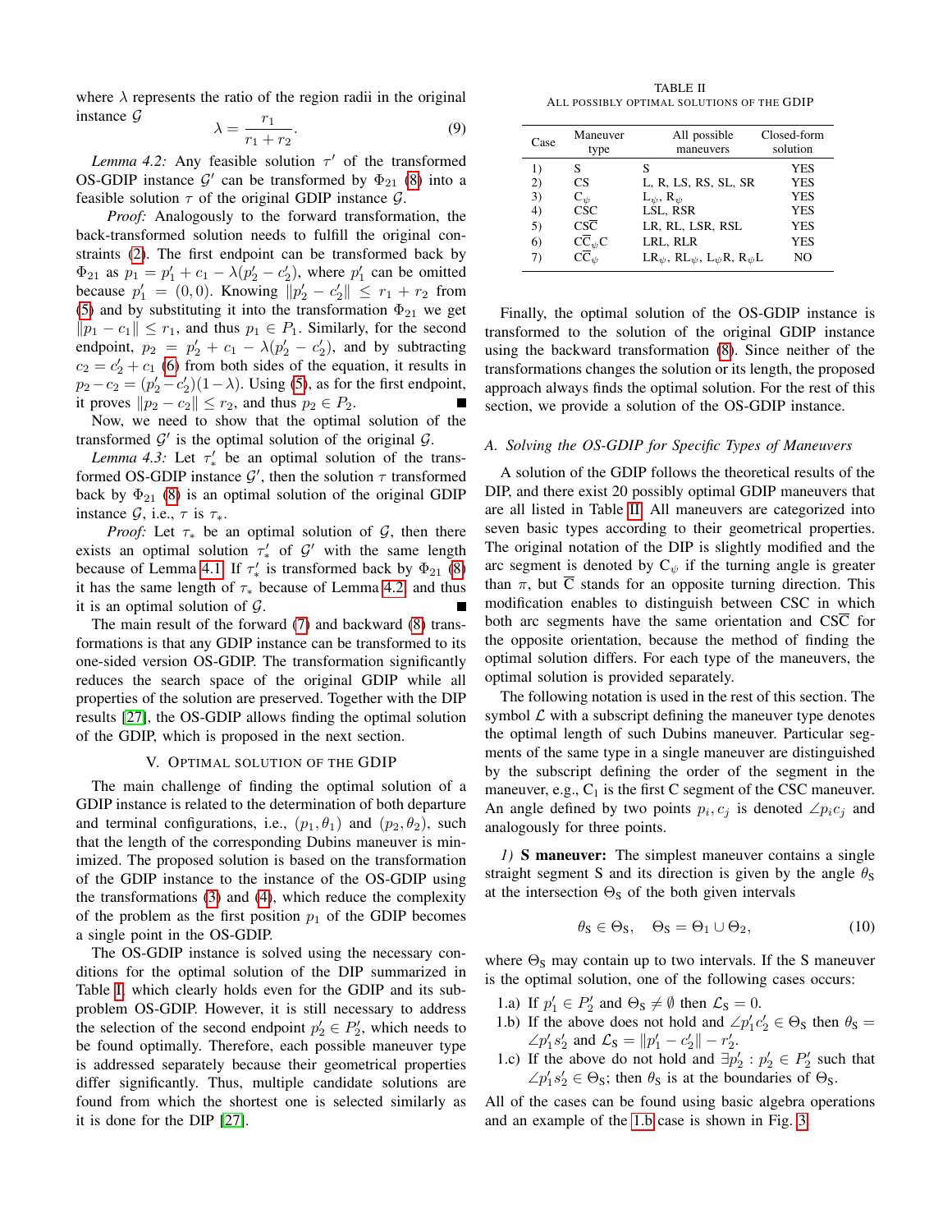where $\lambda$ represents the ratio of the region radii in the original instance $\mathcal{G}$

$$\lambda = \frac{r_1}{r_1 + r_2}. \tag{9}$$

*Lemma 4.2:* Any feasible solution $\tau'$ of the transformed OS-GDIP instance $\mathcal{G}'$ can be transformed by $\Phi_{21}$ (8) into a feasible solution $\tau$ of the original GDIP instance $\mathcal{G}$.

*Proof:* Analogously to the forward transformation, the back-transformed solution needs to fulfill the original constraints (2). The first endpoint can be transformed back by $\Phi_{21}$ as $p_1 = p'_1 + c_1 - \lambda(p'_2 - c'_2)$, where $p'_1$ can be omitted because $p'_1 = (0, 0)$. Knowing $\|p'_2 - c'_2\| \leq r_1 + r_2$ from (5) and by substituting it into the transformation $\Phi_{21}$ we get $\|p_1 - c_1\| \leq r_1$, and thus $p_1 \in P_1$. Similarly, for the second endpoint, $p_2 = p'_2 + c_1 - \lambda(p'_2 - c'_2)$, and by subtracting $c_2 = c'_2 + c_1$ (6) from both sides of the equation, it results in $p_2 - c_2 = (p'_2 - c'_2)(1 - \lambda)$. Using (5), as for the first endpoint, it proves $\|p_2 - c_2\| \leq r_2$, and thus $p_2 \in P_2$. ∎

Now, we need to show that the optimal solution of the transformed $\mathcal{G}'$ is the optimal solution of the original $\mathcal{G}$.

*Lemma 4.3:* Let $\tau'_*$ be an optimal solution of the transformed OS-GDIP instance $\mathcal{G}'$, then the solution $\tau$ transformed back by $\Phi_{21}$ (8) is an optimal solution of the original GDIP instance $\mathcal{G}$, i.e., $\tau$ is $\tau_*$.

*Proof:* Let $\tau_*$ be an optimal solution of $\mathcal{G}$, then there exists an optimal solution $\tau'_*$ of $\mathcal{G}'$ with the same length because of Lemma 4.1. If $\tau'_*$ is transformed back by $\Phi_{21}$ (8) it has the same length of $\tau_*$ because of Lemma 4.2, and thus it is an optimal solution of $\mathcal{G}$. ∎

The main result of the forward (7) and backward (8) transformations is that any GDIP instance can be transformed to its one-sided version OS-GDIP. The transformation significantly reduces the search space of the original GDIP while all properties of the solution are preserved. Together with the DIP results [27], the OS-GDIP allows finding the optimal solution of the GDIP, which is proposed in the next section.

## V. Optimal Solution of the GDIP

The main challenge of finding the optimal solution of a GDIP instance is related to the determination of both departure and terminal configurations, i.e., $(p_1, \theta_1)$ and $(p_2, \theta_2)$, such that the length of the corresponding Dubins maneuver is minimized. The proposed solution is based on the transformation of the GDIP instance to the instance of the OS-GDIP using the transformations (3) and (4), which reduce the complexity of the problem as the first position $p_1$ of the GDIP becomes a single point in the OS-GDIP.

The OS-GDIP instance is solved using the necessary conditions for the optimal solution of the DIP summarized in Table I, which clearly holds even for the GDIP and its subproblem OS-GDIP. However, it is still necessary to address the selection of the second endpoint $p'_2 \in P'_2$, which needs to be found optimally. Therefore, each possible maneuver type is addressed separately because their geometrical properties differ significantly. Thus, multiple candidate solutions are found from which the shortest one is selected similarly as it is done for the DIP [27].

TABLE II
All possibly optimal solutions of the GDIP

| Case | Maneuver type | All possible maneuvers | Closed-form solution |
|---|---|---|---|
| 1) | S | S | YES |
| 2) | CS | L, R, LS, RS, SL, SR | YES |
| 3) | $\text{C}_\psi$ | $\text{L}_\psi$, $\text{R}_\psi$ | YES |
| 4) | CSC | LSL, RSR | YES |
| 5) | $\text{CS}\overline{\text{C}}$ | LR, RL, LSR, RSL | YES |
| 6) | $\text{C}\overline{\text{C}}_\psi\text{C}$ | LRL, RLR | YES |
| 7) | $\text{C}\overline{\text{C}}_\psi$ | $\text{LR}_\psi$, $\text{RL}_\psi$, $\text{L}_\psi\text{R}$, $\text{R}_\psi\text{L}$ | NO |

Finally, the optimal solution of the OS-GDIP instance is transformed to the solution of the original GDIP instance using the backward transformation (8). Since neither of the transformations changes the solution or its length, the proposed approach always finds the optimal solution. For the rest of this section, we provide a solution of the OS-GDIP instance.

### A. Solving the OS-GDIP for Specific Types of Maneuvers

A solution of the GDIP follows the theoretical results of the DIP, and there exist 20 possibly optimal GDIP maneuvers that are all listed in Table II. All maneuvers are categorized into seven basic types according to their geometrical properties. The original notation of the DIP is slightly modified and the arc segment is denoted by $\text{C}_\psi$ if the turning angle is greater than $\pi$, but $\overline{\text{C}}$ stands for an opposite turning direction. This modification enables to distinguish between CSC in which both arc segments have the same orientation and $\text{CS}\overline{\text{C}}$ for the opposite orientation, because the method of finding the optimal solution differs. For each type of the maneuvers, the optimal solution is provided separately.

The following notation is used in the rest of this section. The symbol $\mathcal{L}$ with a subscript defining the maneuver type denotes the optimal length of such Dubins maneuver. Particular segments of the same type in a single maneuver are distinguished by the subscript defining the order of the segment in the maneuver, e.g., $\text{C}_1$ is the first C segment of the CSC maneuver. An angle defined by two points $p_i, c_j$ is denoted $\angle p_i c_j$ and analogously for three points.

*1)* **S maneuver:** The simplest maneuver contains a single straight segment S and its direction is given by the angle $\theta_\text{S}$ at the intersection $\Theta_\text{S}$ of the both given intervals

$$\theta_\text{S} \in \Theta_\text{S}, \quad \Theta_\text{S} = \Theta_1 \cup \Theta_2, \tag{10}$$

where $\Theta_\text{S}$ may contain up to two intervals. If the S maneuver is the optimal solution, one of the following cases occurs:

1.a) If $p'_1 \in P'_2$ and $\Theta_\text{S} \neq \emptyset$ then $\mathcal{L}_\text{S} = 0$.
1.b) If the above does not hold and $\angle p'_1 c'_2 \in \Theta_\text{S}$ then $\theta_\text{S} = \angle p'_1 s'_2$ and $\mathcal{L}_\text{S} = \|p'_1 - c'_2\| - r'_2$.
1.c) If the above do not hold and $\exists p'_2 : p'_2 \in P'_2$ such that $\angle p'_1 s'_2 \in \Theta_\text{S}$; then $\theta_\text{S}$ is at the boundaries of $\Theta_\text{S}$.

All of the cases can be found using basic algebra operations and an example of the 1.b case is shown in Fig. 3.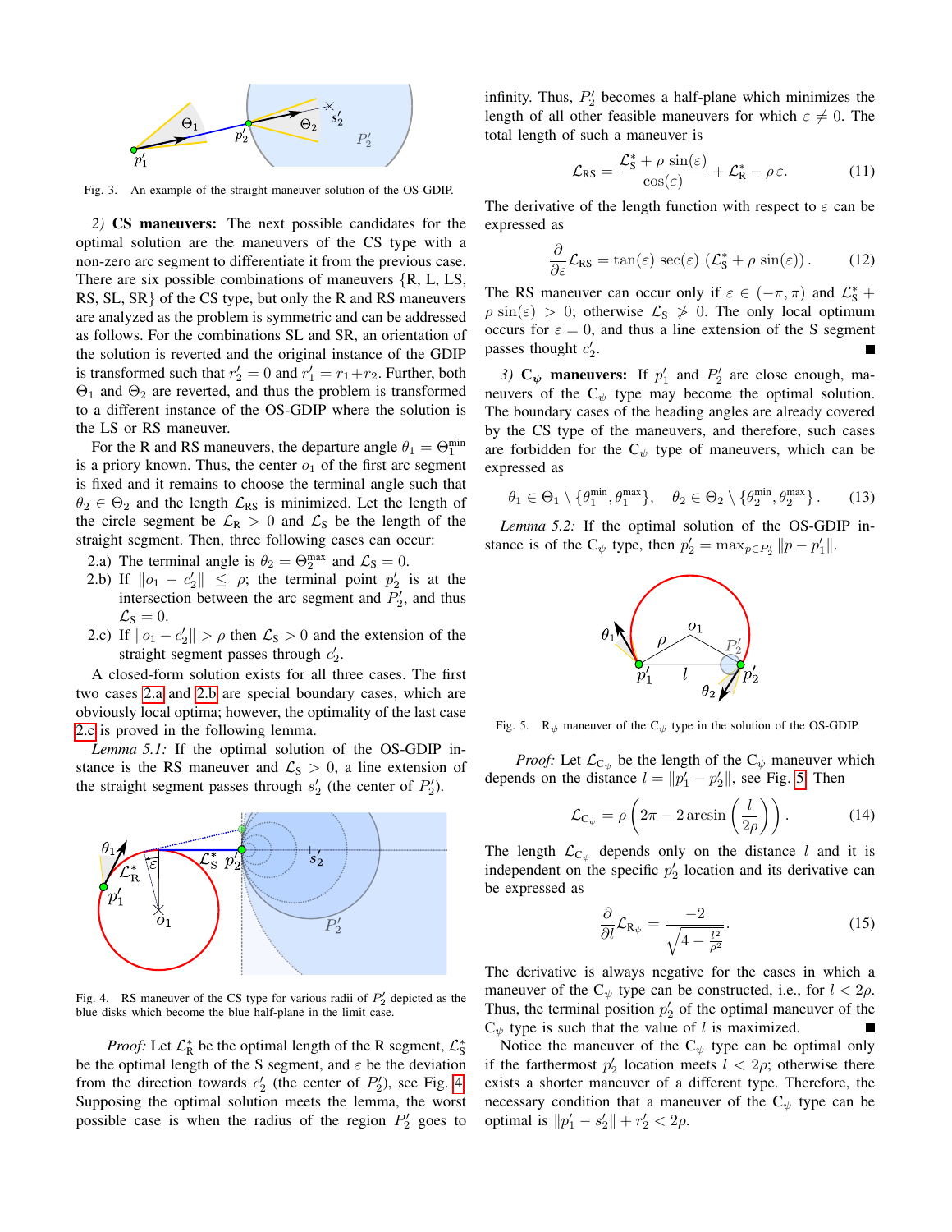Fig. 3. An example of the straight maneuver solution of the OS-GDIP.

*2) CS maneuvers:* The next possible candidates for the optimal solution are the maneuvers of the CS type with a non-zero arc segment to differentiate it from the previous case. There are six possible combinations of maneuvers {R, L, LS, RS, SL, SR} of the CS type, but only the R and RS maneuvers are analyzed as the problem is symmetric and can be addressed as follows. For the combinations SL and SR, an orientation of the solution is reverted and the original instance of the GDIP is transformed such that $r'_2 = 0$ and $r'_1 = r_1 + r_2$. Further, both $\Theta_1$ and $\Theta_2$ are reverted, and thus the problem is transformed to a different instance of the OS-GDIP where the solution is the LS or RS maneuver.

For the R and RS maneuvers, the departure angle $\theta_1 = \Theta_1^{\min}$ is a priory known. Thus, the center $o_1$ of the first arc segment is fixed and it remains to choose the terminal angle such that $\theta_2 \in \Theta_2$ and the length $\mathcal{L}_{\mathrm{RS}}$ is minimized. Let the length of the circle segment be $\mathcal{L}_{\mathrm{R}} > 0$ and $\mathcal{L}_{\mathrm{S}}$ be the length of the straight segment. Then, three following cases can occur:

2.a) The terminal angle is $\theta_2 = \Theta_2^{\max}$ and $\mathcal{L}_{\mathrm{S}} = 0$.

2.b) If $\|o_1 - c'_2\| \le \rho$; the terminal point $p'_2$ is at the intersection between the arc segment and $P'_2$, and thus $\mathcal{L}_{\mathrm{S}} = 0$.

2.c) If $\|o_1 - c'_2\| > \rho$ then $\mathcal{L}_{\mathrm{S}} > 0$ and the extension of the straight segment passes through $c'_2$.

A closed-form solution exists for all three cases. The first two cases 2.a and 2.b are special boundary cases, which are obviously local optima; however, the optimality of the last case 2.c is proved in the following lemma.

*Lemma 5.1:* If the optimal solution of the OS-GDIP instance is the RS maneuver and $\mathcal{L}_{\mathrm{S}} > 0$, a line extension of the straight segment passes through $s'_2$ (the center of $P'_2$).

Fig. 4. RS maneuver of the CS type for various radii of $P'_2$ depicted as the blue disks which become the blue half-plane in the limit case.

*Proof:* Let $\mathcal{L}_{\mathrm{R}}^*$ be the optimal length of the R segment, $\mathcal{L}_{\mathrm{S}}^*$ be the optimal length of the S segment, and $\varepsilon$ be the deviation from the direction towards $c'_2$ (the center of $P'_2$), see Fig. 4. Supposing the optimal solution meets the lemma, the worst possible case is when the radius of the region $P'_2$ goes to infinity. Thus, $P'_2$ becomes a half-plane which minimizes the length of all other feasible maneuvers for which $\varepsilon \neq 0$. The total length of such a maneuver is

$$\mathcal{L}_{\mathrm{RS}} = \frac{\mathcal{L}_{\mathrm{S}}^* + \rho\,\sin(\varepsilon)}{\cos(\varepsilon)} + \mathcal{L}_{\mathrm{R}}^* - \rho\,\varepsilon. \tag{11}$$

The derivative of the length function with respect to $\varepsilon$ can be expressed as

$$\frac{\partial}{\partial \varepsilon}\mathcal{L}_{\mathrm{RS}} = \tan(\varepsilon)\,\sec(\varepsilon)\,\left(\mathcal{L}_{\mathrm{S}}^* + \rho\,\sin(\varepsilon)\right). \tag{12}$$

The RS maneuver can occur only if $\varepsilon \in (-\pi, \pi)$ and $\mathcal{L}_{\mathrm{S}}^* + \rho\,\sin(\varepsilon) > 0$; otherwise $\mathcal{L}_{\mathrm{S}} \not> 0$. The only local optimum occurs for $\varepsilon = 0$, and thus a line extension of the S segment passes thought $c'_2$. ■

*3) $\mathrm{C}_\psi$ maneuvers:* If $p'_1$ and $P'_2$ are close enough, maneuvers of the $\mathrm{C}_\psi$ type may become the optimal solution. The boundary cases of the heading angles are already covered by the CS type of the maneuvers, and therefore, such cases are forbidden for the $\mathrm{C}_\psi$ type of maneuvers, which can be expressed as

$$\theta_1 \in \Theta_1 \setminus \{\theta_1^{\min}, \theta_1^{\max}\}, \quad \theta_2 \in \Theta_2 \setminus \{\theta_2^{\min}, \theta_2^{\max}\}. \tag{13}$$

*Lemma 5.2:* If the optimal solution of the OS-GDIP instance is of the $\mathrm{C}_\psi$ type, then $p'_2 = \max_{p \in P'_2} \|p - p'_1\|$.

Fig. 5. $\mathrm{R}_\psi$ maneuver of the $\mathrm{C}_\psi$ type in the solution of the OS-GDIP.

*Proof:* Let $\mathcal{L}_{\mathrm{C}_\psi}$ be the length of the $\mathrm{C}_\psi$ maneuver which depends on the distance $l = \|p'_1 - p'_2\|$, see Fig. 5. Then

$$\mathcal{L}_{\mathrm{C}_\psi} = \rho\left(2\pi - 2\arcsin\left(\frac{l}{2\rho}\right)\right). \tag{14}$$

The length $\mathcal{L}_{\mathrm{C}_\psi}$ depends only on the distance $l$ and it is independent on the specific $p'_2$ location and its derivative can be expressed as

$$\frac{\partial}{\partial l}\mathcal{L}_{\mathrm{R}_\psi} = \frac{-2}{\sqrt{4 - \frac{l^2}{\rho^2}}}. \tag{15}$$

The derivative is always negative for the cases in which a maneuver of the $\mathrm{C}_\psi$ type can be constructed, i.e., for $l < 2\rho$. Thus, the terminal position $p'_2$ of the optimal maneuver of the $\mathrm{C}_\psi$ type is such that the value of $l$ is maximized. ■

Notice the maneuver of the $\mathrm{C}_\psi$ type can be optimal only if the farthermost $p'_2$ location meets $l < 2\rho$; otherwise there exists a shorter maneuver of a different type. Therefore, the necessary condition that a maneuver of the $\mathrm{C}_\psi$ type can be optimal is $\|p'_1 - s'_2\| + r'_2 < 2\rho$.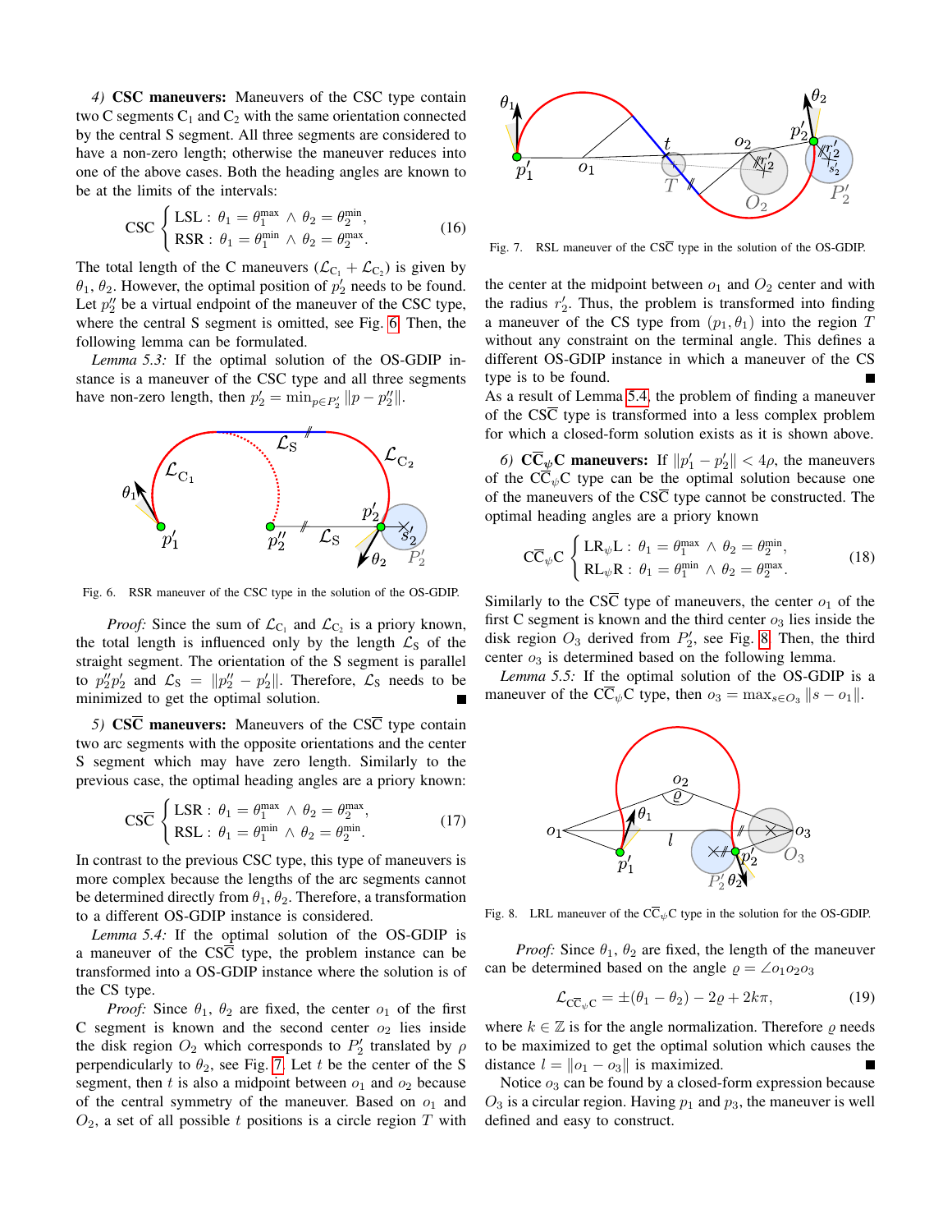*4) **CSC maneuvers:*** Maneuvers of the CSC type contain two C segments $C_1$ and $C_2$ with the same orientation connected by the central S segment. All three segments are considered to have a non-zero length; otherwise the maneuver reduces into one of the above cases. Both the heading angles are known to be at the limits of the intervals:

$$\text{CSC} \begin{cases} \text{LSL}: \ \theta_1 = \theta_1^{\max} \wedge \theta_2 = \theta_2^{\min}, \\ \text{RSR}: \ \theta_1 = \theta_1^{\min} \wedge \theta_2 = \theta_2^{\max}. \end{cases} \tag{16}$$

The total length of the C maneuvers ($\mathcal{L}_{C_1} + \mathcal{L}_{C_2}$) is given by $\theta_1, \theta_2$. However, the optimal position of $p'_2$ needs to be found. Let $p''_2$ be a virtual endpoint of the maneuver of the CSC type, where the central S segment is omitted, see Fig. 6. Then, the following lemma can be formulated.

*Lemma 5.3:* If the optimal solution of the OS-GDIP instance is a maneuver of the CSC type and all three segments have non-zero length, then $p'_2 = \min_{p \in P'_2} \|p - p''_2\|$.

Fig. 6. RSR maneuver of the CSC type in the solution of the OS-GDIP.

*Proof:* Since the sum of $\mathcal{L}_{C_1}$ and $\mathcal{L}_{C_2}$ is a priory known, the total length is influenced only by the length $\mathcal{L}_S$ of the straight segment. The orientation of the S segment is parallel to $p''_2 p'_2$ and $\mathcal{L}_S = \|p''_2 - p'_2\|$. Therefore, $\mathcal{L}_S$ needs to be minimized to get the optimal solution. ■

*5) **$\text{CS}\overline{\text{C}}$ maneuvers:*** Maneuvers of the $\text{CS}\overline{\text{C}}$ type contain two arc segments with the opposite orientations and the center S segment which may have zero length. Similarly to the previous case, the optimal heading angles are a priory known:

$$\text{CS}\overline{\text{C}} \begin{cases} \text{LSR}: \ \theta_1 = \theta_1^{\max} \wedge \theta_2 = \theta_2^{\max}, \\ \text{RSL}: \ \theta_1 = \theta_1^{\min} \wedge \theta_2 = \theta_2^{\min}. \end{cases} \tag{17}$$

In contrast to the previous CSC type, this type of maneuvers is more complex because the lengths of the arc segments cannot be determined directly from $\theta_1, \theta_2$. Therefore, a transformation to a different OS-GDIP instance is considered.

*Lemma 5.4:* If the optimal solution of the OS-GDIP is a maneuver of the $\text{CS}\overline{\text{C}}$ type, the problem instance can be transformed into a OS-GDIP instance where the solution is of the CS type.

*Proof:* Since $\theta_1, \theta_2$ are fixed, the center $o_1$ of the first C segment is known and the second center $o_2$ lies inside the disk region $O_2$ which corresponds to $P'_2$ translated by $\rho$ perpendicularly to $\theta_2$, see Fig. 7. Let $t$ be the center of the S segment, then $t$ is also a midpoint between $o_1$ and $o_2$ because of the central symmetry of the maneuver. Based on $o_1$ and $O_2$, a set of all possible $t$ positions is a circle region $T$ with the center at the midpoint between $o_1$ and $O_2$ center and with the radius $r'_2$. Thus, the problem is transformed into finding a maneuver of the CS type from $(p_1, \theta_1)$ into the region $T$ without any constraint on the terminal angle. This defines a different OS-GDIP instance in which a maneuver of the CS type is to be found. ■

Fig. 7. RSL maneuver of the $\text{CS}\overline{\text{C}}$ type in the solution of the OS-GDIP.

As a result of Lemma 5.4, the problem of finding a maneuver of the $\text{CS}\overline{\text{C}}$ type is transformed into a less complex problem for which a closed-form solution exists as it is shown above.

*6) **$\text{C}\overline{\text{C}}_\psi\text{C}$ maneuvers:*** If $\|p'_1 - p'_2\| < 4\rho$, the maneuvers of the $\text{C}\overline{\text{C}}_\psi\text{C}$ type can be the optimal solution because one of the maneuvers of the $\text{CS}\overline{\text{C}}$ type cannot be constructed. The optimal heading angles are a priory known

$$\text{C}\overline{\text{C}}_\psi\text{C} \begin{cases} \text{LR}_\psi\text{L}: \ \theta_1 = \theta_1^{\max} \wedge \theta_2 = \theta_2^{\min}, \\ \text{RL}_\psi\text{R}: \ \theta_1 = \theta_1^{\min} \wedge \theta_2 = \theta_2^{\max}. \end{cases} \tag{18}$$

Similarly to the $\text{CS}\overline{\text{C}}$ type of maneuvers, the center $o_1$ of the first C segment is known and the third center $o_3$ lies inside the disk region $O_3$ derived from $P'_2$, see Fig. 8. Then, the third center $o_3$ is determined based on the following lemma.

*Lemma 5.5:* If the optimal solution of the OS-GDIP is a maneuver of the $\text{C}\overline{\text{C}}_\psi\text{C}$ type, then $o_3 = \max_{s \in O_3} \|s - o_1\|$.

Fig. 8. LRL maneuver of the $\text{C}\overline{\text{C}}_\psi\text{C}$ type in the solution for the OS-GDIP.

*Proof:* Since $\theta_1, \theta_2$ are fixed, the length of the maneuver can be determined based on the angle $\varrho = \angle o_1 o_2 o_3$

$$\mathcal{L}_{\text{C}\overline{\text{C}}_\psi\text{C}} = \pm(\theta_1 - \theta_2) - 2\varrho + 2k\pi, \tag{19}$$

where $k \in \mathbb{Z}$ is for the angle normalization. Therefore $\varrho$ needs to be maximized to get the optimal solution which causes the distance $l = \|o_1 - o_3\|$ is maximized. ■

Notice $o_3$ can be found by a closed-form expression because $O_3$ is a circular region. Having $p_1$ and $p_3$, the maneuver is well defined and easy to construct.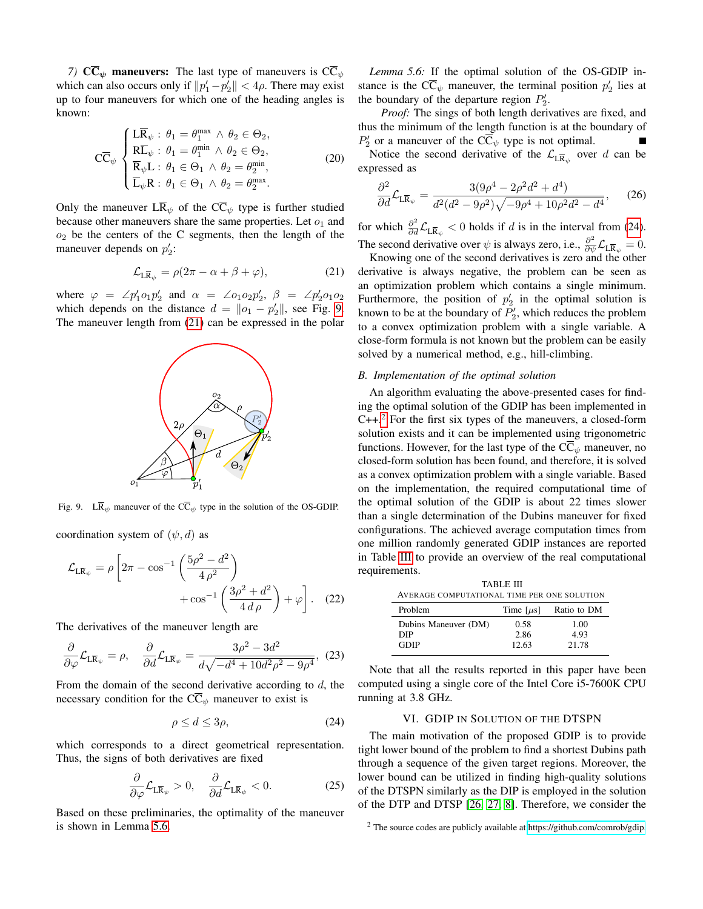*7)* $\mathbf{C\overline{C}_\psi}$ **maneuvers:** The last type of maneuvers is $C\overline{C}_\psi$ which can also occurs only if $\|p_1'-p_2'\| < 4\rho$. There may exist up to four maneuvers for which one of the heading angles is known:

$$C\overline{C}_\psi \begin{cases} L\overline{R}_\psi : \theta_1 = \theta_1^{\max} \wedge \theta_2 \in \Theta_2, \\ R\overline{L}_\psi : \theta_1 = \theta_1^{\min} \wedge \theta_2 \in \Theta_2, \\ \overline{R}_\psi L : \theta_1 \in \Theta_1 \wedge \theta_2 = \theta_2^{\min}, \\ \overline{L}_\psi R : \theta_1 \in \Theta_1 \wedge \theta_2 = \theta_2^{\max}. \end{cases} \tag{20}$$

Only the maneuver $L\overline{R}_\psi$ of the $C\overline{C}_\psi$ type is further studied because other maneuvers share the same properties. Let $o_1$ and $o_2$ be the centers of the C segments, then the length of the maneuver depends on $p_2'$:

$$\mathcal{L}_{L\overline{R}_\psi} = \rho(2\pi - \alpha + \beta + \varphi), \tag{21}$$

where $\varphi = \angle p_1' o_1 p_2'$ and $\alpha = \angle o_1 o_2 p_2'$, $\beta = \angle p_2' o_1 o_2$ which depends on the distance $d = \|o_1 - p_2'\|$, see Fig. 9. The maneuver length from (21) can be expressed in the polar coordination system of $(\psi, d)$ as

Fig. 9. $L\overline{R}_\psi$ maneuver of the $C\overline{C}_\psi$ type in the solution of the OS-GDIP.

$$\mathcal{L}_{L\overline{R}_\psi} = \rho\left[2\pi - \cos^{-1}\left(\frac{5\rho^2 - d^2}{4\rho^2}\right) + \cos^{-1}\left(\frac{3\rho^2 + d^2}{4\,d\,\rho}\right) + \varphi\right]. \tag{22}$$

The derivatives of the maneuver length are

$$\frac{\partial}{\partial\varphi}\mathcal{L}_{L\overline{R}_\psi} = \rho, \quad \frac{\partial}{\partial d}\mathcal{L}_{L\overline{R}_\psi} = \frac{3\rho^2 - 3d^2}{d\sqrt{-d^4 + 10d^2\rho^2 - 9\rho^4}}, \tag{23}$$

From the domain of the second derivative according to $d$, the necessary condition for the $C\overline{C}_\psi$ maneuver to exist is

$$\rho \le d \le 3\rho, \tag{24}$$

which corresponds to a direct geometrical representation. Thus, the signs of both derivatives are fixed

$$\frac{\partial}{\partial\varphi}\mathcal{L}_{L\overline{R}_\psi} > 0, \quad \frac{\partial}{\partial d}\mathcal{L}_{L\overline{R}_\psi} < 0. \tag{25}$$

Based on these preliminaries, the optimality of the maneuver is shown in Lemma 5.6.

*Lemma 5.6:* If the optimal solution of the OS-GDIP instance is the $C\overline{C}_\psi$ maneuver, the terminal position $p_2'$ lies at the boundary of the departure region $P_2'$.

*Proof:* The sings of both length derivatives are fixed, and thus the minimum of the length function is at the boundary of $P_2'$ or a maneuver of the $C\overline{C}_\psi$ type is not optimal. ∎

Notice the second derivative of the $\mathcal{L}_{L\overline{R}_\psi}$ over $d$ can be expressed as

$$\frac{\partial^2}{\partial d}\mathcal{L}_{L\overline{R}_\psi} = \frac{3(9\rho^4 - 2\rho^2 d^2 + d^4)}{d^2(d^2 - 9\rho^2)\sqrt{-9\rho^4 + 10\rho^2 d^2 - d^4}}, \tag{26}$$

for which $\frac{\partial^2}{\partial d}\mathcal{L}_{L\overline{R}_\psi} < 0$ holds if $d$ is in the interval from (24). The second derivative over $\psi$ is always zero, i.e., $\frac{\partial^2}{\partial\psi}\mathcal{L}_{L\overline{R}_\psi} = 0$.

Knowing one of the second derivatives is zero and the other derivative is always negative, the problem can be seen as an optimization problem which contains a single minimum. Furthermore, the position of $p_2'$ in the optimal solution is known to be at the boundary of $P_2'$, which reduces the problem to a convex optimization problem with a single variable. A close-form formula is not known but the problem can be easily solved by a numerical method, e.g., hill-climbing.

### *B. Implementation of the optimal solution*

An algorithm evaluating the above-presented cases for finding the optimal solution of the GDIP has been implemented in C++.[2] For the first six types of the maneuvers, a closed-form solution exists and it can be implemented using trigonometric functions. However, for the last type of the $C\overline{C}_\psi$ maneuver, no closed-form solution has been found, and therefore, it is solved as a convex optimization problem with a single variable. Based on the implementation, the required computational time of the optimal solution of the GDIP is about 22 times slower than a single determination of the Dubins maneuver for fixed configurations. The achieved average computation times from one million randomly generated GDIP instances are reported in Table III to provide an overview of the real computational requirements.

TABLE III
AVERAGE COMPUTATIONAL TIME PER ONE SOLUTION

| Problem | Time [$\mu$s] | Ratio to DM |
|---|---|---|
| Dubins Maneuver (DM) | 0.58 | 1.00 |
| DIP | 2.86 | 4.93 |
| GDIP | 12.63 | 21.78 |

Note that all the results reported in this paper have been computed using a single core of the Intel Core i5-7600K CPU running at 3.8 GHz.

## VI. GDIP in Solution of the DTSPN

The main motivation of the proposed GDIP is to provide tight lower bound of the problem to find a shortest Dubins path through a sequence of the given target regions. Moreover, the lower bound can be utilized in finding high-quality solutions of the DTSPN similarly as the DIP is employed in the solution of the DTP and DTSP [26], [27], [8]. Therefore, we consider the

[2] The source codes are publicly available at https://github.com/comrob/gdip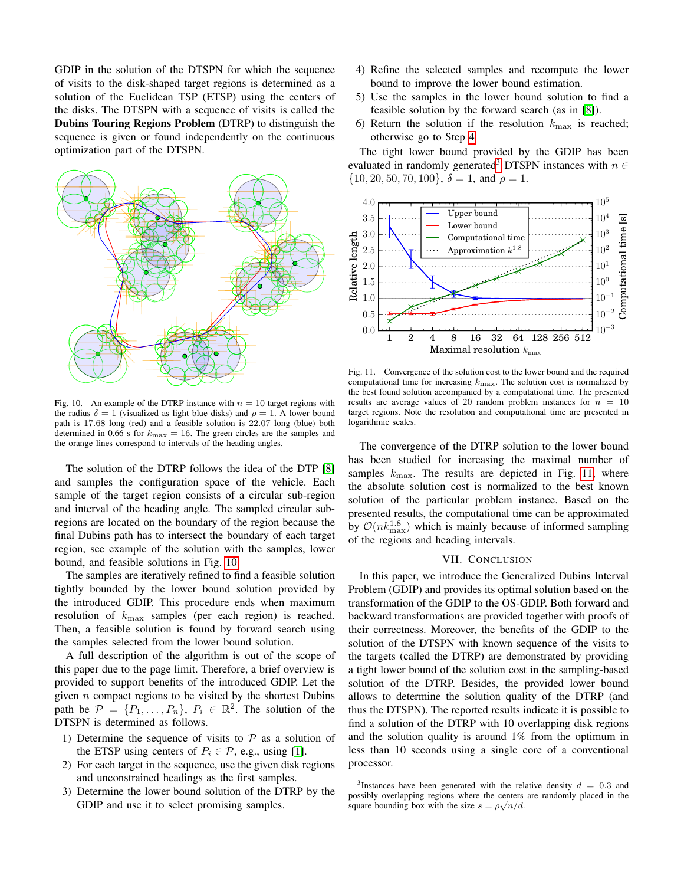GDIP in the solution of the DTSPN for which the sequence of visits to the disk-shaped target regions is determined as a solution of the Euclidean TSP (ETSP) using the centers of the disks. The DTSPN with a sequence of visits is called the **Dubins Touring Regions Problem** (DTRP) to distinguish the sequence is given or found independently on the continuous optimization part of the DTSPN.

Fig. 10. An example of the DTRP instance with $n = 10$ target regions with the radius $\delta = 1$ (visualized as light blue disks) and $\rho = 1$. A lower bound path is 17.68 long (red) and a feasible solution is 22.07 long (blue) both determined in 0.66 s for $k_{\max} = 16$. The green circles are the samples and the orange lines correspond to intervals of the heading angles.

The solution of the DTRP follows the idea of the DTP [8] and samples the configuration space of the vehicle. Each sample of the target region consists of a circular sub-region and interval of the heading angle. The sampled circular sub-regions are located on the boundary of the region because the final Dubins path has to intersect the boundary of each target region, see example of the solution with the samples, lower bound, and feasible solutions in Fig. 10.

The samples are iteratively refined to find a feasible solution tightly bounded by the lower bound solution provided by the introduced GDIP. This procedure ends when maximum resolution of $k_{\max}$ samples (per each region) is reached. Then, a feasible solution is found by forward search using the samples selected from the lower bound solution.

A full description of the algorithm is out of the scope of this paper due to the page limit. Therefore, a brief overview is provided to support benefits of the introduced GDIP. Let the given $n$ compact regions to be visited by the shortest Dubins path be $\mathcal{P} = \{P_1, \ldots, P_n\}$, $P_i \in \mathbb{R}^2$. The solution of the DTSPN is determined as follows.

1) Determine the sequence of visits to $\mathcal{P}$ as a solution of the ETSP using centers of $P_i \in \mathcal{P}$, e.g., using [1].
2) For each target in the sequence, use the given disk regions and unconstrained headings as the first samples.
3) Determine the lower bound solution of the DTRP by the GDIP and use it to select promising samples.
4) Refine the selected samples and recompute the lower bound to improve the lower bound estimation.
5) Use the samples in the lower bound solution to find a feasible solution by the forward search (as in [8]).
6) Return the solution if the resolution $k_{\max}$ is reached; otherwise go to Step 4.

The tight lower bound provided by the GDIP has been evaluated in randomly generated[3] DTSPN instances with $n \in \{10, 20, 50, 70, 100\}$, $\delta = 1$, and $\rho = 1$.

Fig. 11. Convergence of the solution cost to the lower bound and the required computational time for increasing $k_{\max}$. The solution cost is normalized by the best found solution accompanied by a computational time. The presented results are average values of 20 random problem instances for $n = 10$ target regions. Note the resolution and computational time are presented in logarithmic scales.

The convergence of the DTRP solution to the lower bound has been studied for increasing the maximal number of samples $k_{\max}$. The results are depicted in Fig. 11, where the absolute solution cost is normalized to the best known solution of the particular problem instance. Based on the presented results, the computational time can be approximated by $\mathcal{O}(nk_{\max}^{1.8})$ which is mainly because of informed sampling of the regions and heading intervals.

## VII. Conclusion

In this paper, we introduce the Generalized Dubins Interval Problem (GDIP) and provides its optimal solution based on the transformation of the GDIP to the OS-GDIP. Both forward and backward transformations are provided together with proofs of their correctness. Moreover, the benefits of the GDIP to the solution of the DTSPN with known sequence of the visits to the targets (called the DTRP) are demonstrated by providing a tight lower bound of the solution cost in the sampling-based solution of the DTRP. Besides, the provided lower bound allows to determine the solution quality of the DTRP (and thus the DTSPN). The reported results indicate it is possible to find a solution of the DTRP with 10 overlapping disk regions and the solution quality is around 1% from the optimum in less than 10 seconds using a single core of a conventional processor.

[3] Instances have been generated with the relative density $d = 0.3$ and possibly overlapping regions where the centers are randomly placed in the square bounding box with the size $s = \rho\sqrt{n}/d$.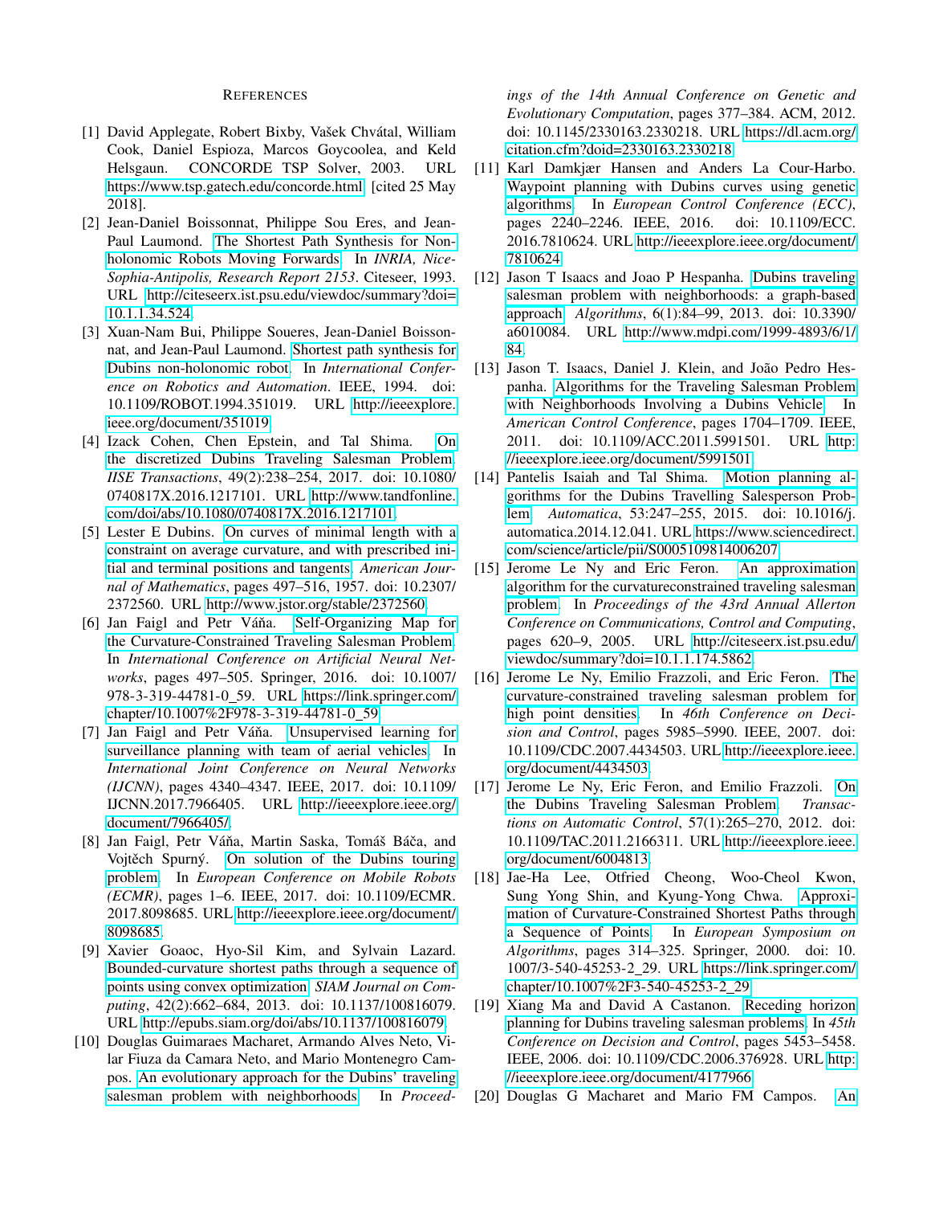## References

[1] David Applegate, Robert Bixby, Vašek Chvátal, William Cook, Daniel Espioza, Marcos Goycoolea, and Keld Helsgaun. CONCORDE TSP Solver, 2003. URL https://www.tsp.gatech.edu/concorde.html [cited 25 May 2018].

[2] Jean-Daniel Boissonnat, Philippe Sou Eres, and Jean-Paul Laumond. The Shortest Path Synthesis for Non-holonomic Robots Moving Forwards. In *INRIA, Nice-Sophia-Antipolis, Research Report 2153*. Citeseer, 1993. URL http://citeseerx.ist.psu.edu/viewdoc/summary?doi=10.1.1.34.524.

[3] Xuan-Nam Bui, Philippe Soueres, Jean-Daniel Boissonnat, and Jean-Paul Laumond. Shortest path synthesis for Dubins non-holonomic robot. In *International Conference on Robotics and Automation*. IEEE, 1994. doi: 10.1109/ROBOT.1994.351019. URL http://ieeexplore.ieee.org/document/351019.

[4] Izack Cohen, Chen Epstein, and Tal Shima. On the discretized Dubins Traveling Salesman Problem. *IISE Transactions*, 49(2):238–254, 2017. doi: 10.1080/0740817X.2016.1217101. URL http://www.tandfonline.com/doi/abs/10.1080/0740817X.2016.1217101.

[5] Lester E Dubins. On curves of minimal length with a constraint on average curvature, and with prescribed initial and terminal positions and tangents. *American Journal of Mathematics*, pages 497–516, 1957. doi: 10.2307/2372560. URL http://www.jstor.org/stable/2372560.

[6] Jan Faigl and Petr Váňa. Self-Organizing Map for the Curvature-Constrained Traveling Salesman Problem. In *International Conference on Artificial Neural Networks*, pages 497–505. Springer, 2016. doi: 10.1007/978-3-319-44781-0_59. URL https://link.springer.com/chapter/10.1007%2F978-3-319-44781-0_59.

[7] Jan Faigl and Petr Váňa. Unsupervised learning for surveillance planning with team of aerial vehicles. In *International Joint Conference on Neural Networks (IJCNN)*, pages 4340–4347. IEEE, 2017. doi: 10.1109/IJCNN.2017.7966405. URL http://ieeexplore.ieee.org/document/7966405/.

[8] Jan Faigl, Petr Váňa, Martin Saska, Tomáš Báča, and Vojtěch Spurný. On solution of the Dubins touring problem. In *European Conference on Mobile Robots (ECMR)*, pages 1–6. IEEE, 2017. doi: 10.1109/ECMR.2017.8098685. URL http://ieeexplore.ieee.org/document/8098685.

[9] Xavier Goaoc, Hyo-Sil Kim, and Sylvain Lazard. Bounded-curvature shortest paths through a sequence of points using convex optimization. *SIAM Journal on Computing*, 42(2):662–684, 2013. doi: 10.1137/100816079. URL http://epubs.siam.org/doi/abs/10.1137/100816079.

[10] Douglas Guimaraes Macharet, Armando Alves Neto, Vilar Fiuza da Camara Neto, and Mario Montenegro Campos. An evolutionary approach for the Dubins' traveling salesman problem with neighborhoods. In *Proceedings of the 14th Annual Conference on Genetic and Evolutionary Computation*, pages 377–384. ACM, 2012. doi: 10.1145/2330163.2330218. URL https://dl.acm.org/citation.cfm?doid=2330163.2330218.

[11] Karl Damkjær Hansen and Anders La Cour-Harbo. Waypoint planning with Dubins curves using genetic algorithms. In *European Control Conference (ECC)*, pages 2240–2246. IEEE, 2016. doi: 10.1109/ECC.2016.7810624. URL http://ieeexplore.ieee.org/document/7810624.

[12] Jason T Isaacs and Joao P Hespanha. Dubins traveling salesman problem with neighborhoods: a graph-based approach. *Algorithms*, 6(1):84–99, 2013. doi: 10.3390/a6010084. URL http://www.mdpi.com/1999-4893/6/1/84.

[13] Jason T. Isaacs, Daniel J. Klein, and João Pedro Hespanha. Algorithms for the Traveling Salesman Problem with Neighborhoods Involving a Dubins Vehicle. In *American Control Conference*, pages 1704–1709. IEEE, 2011. doi: 10.1109/ACC.2011.5991501. URL http://ieeexplore.ieee.org/document/5991501.

[14] Pantelis Isaiah and Tal Shima. Motion planning algorithms for the Dubins Travelling Salesperson Problem. *Automatica*, 53:247–255, 2015. doi: 10.1016/j.automatica.2014.12.041. URL https://www.sciencedirect.com/science/article/pii/S0005109814006207.

[15] Jerome Le Ny and Eric Feron. An approximation algorithm for the curvatureconstrained traveling salesman problem. In *Proceedings of the 43rd Annual Allerton Conference on Communications, Control and Computing*, pages 620–9, 2005. URL http://citeseerx.ist.psu.edu/viewdoc/summary?doi=10.1.1.174.5862.

[16] Jerome Le Ny, Emilio Frazzoli, and Eric Feron. The curvature-constrained traveling salesman problem for high point densities. In *46th Conference on Decision and Control*, pages 5985–5990. IEEE, 2007. doi: 10.1109/CDC.2007.4434503. URL http://ieeexplore.ieee.org/document/4434503.

[17] Jerome Le Ny, Eric Feron, and Emilio Frazzoli. On the Dubins Traveling Salesman Problem. *Transactions on Automatic Control*, 57(1):265–270, 2012. doi: 10.1109/TAC.2011.2166311. URL http://ieeexplore.ieee.org/document/6004813.

[18] Jae-Ha Lee, Otfried Cheong, Woo-Cheol Kwon, Sung Yong Shin, and Kyung-Yong Chwa. Approximation of Curvature-Constrained Shortest Paths through a Sequence of Points. In *European Symposium on Algorithms*, pages 314–325. Springer, 2000. doi: 10.1007/3-540-45253-2_29. URL https://link.springer.com/chapter/10.1007%2F3-540-45253-2_29.

[19] Xiang Ma and David A Castanon. Receding horizon planning for Dubins traveling salesman problems. In *45th Conference on Decision and Control*, pages 5453–5458. IEEE, 2006. doi: 10.1109/CDC.2006.376928. URL http://ieeexplore.ieee.org/document/4177966.

[20] Douglas G Macharet and Mario FM Campos. An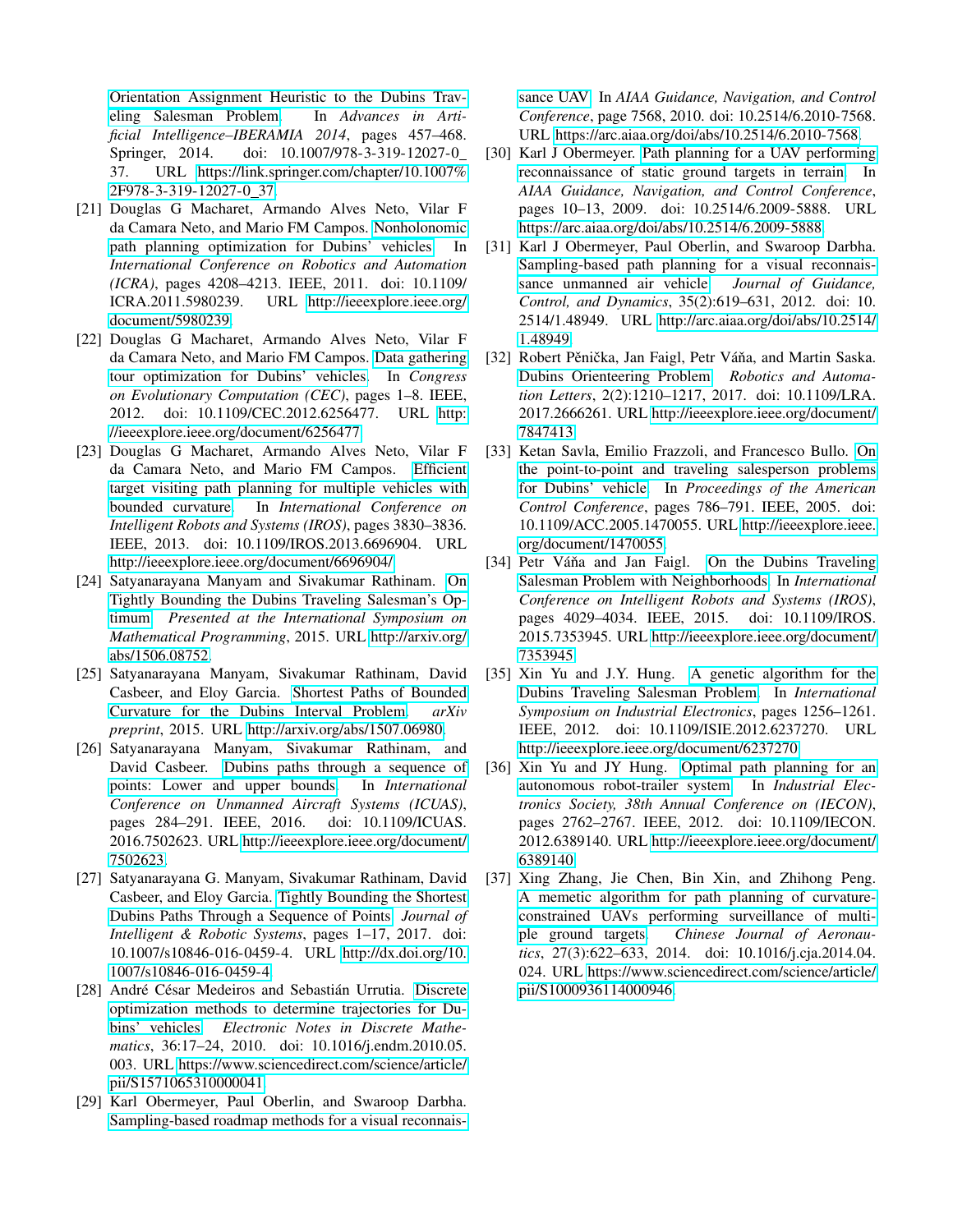Orientation Assignment Heuristic to the Dubins Traveling Salesman Problem. In *Advances in Artificial Intelligence–IBERAMIA 2014*, pages 457–468. Springer, 2014. doi: 10.1007/978-3-319-12027-0_37. URL https://link.springer.com/chapter/10.1007%2F978-3-319-12027-0_37.

[21] Douglas G Macharet, Armando Alves Neto, Vilar F da Camara Neto, and Mario FM Campos. Nonholonomic path planning optimization for Dubins' vehicles. In *International Conference on Robotics and Automation (ICRA)*, pages 4208–4213. IEEE, 2011. doi: 10.1109/ICRA.2011.5980239. URL http://ieeexplore.ieee.org/document/5980239.

[22] Douglas G Macharet, Armando Alves Neto, Vilar F da Camara Neto, and Mario FM Campos. Data gathering tour optimization for Dubins' vehicles. In *Congress on Evolutionary Computation (CEC)*, pages 1–8. IEEE, 2012. doi: 10.1109/CEC.2012.6256477. URL http://ieeexplore.ieee.org/document/6256477.

[23] Douglas G Macharet, Armando Alves Neto, Vilar F da Camara Neto, and Mario FM Campos. Efficient target visiting path planning for multiple vehicles with bounded curvature. In *International Conference on Intelligent Robots and Systems (IROS)*, pages 3830–3836. IEEE, 2013. doi: 10.1109/IROS.2013.6696904. URL http://ieeexplore.ieee.org/document/6696904/.

[24] Satyanarayana Manyam and Sivakumar Rathinam. On Tightly Bounding the Dubins Traveling Salesman's Optimum. *Presented at the International Symposium on Mathematical Programming*, 2015. URL http://arxiv.org/abs/1506.08752.

[25] Satyanarayana Manyam, Sivakumar Rathinam, David Casbeer, and Eloy Garcia. Shortest Paths of Bounded Curvature for the Dubins Interval Problem. *arXiv preprint*, 2015. URL http://arxiv.org/abs/1507.06980.

[26] Satyanarayana Manyam, Sivakumar Rathinam, and David Casbeer. Dubins paths through a sequence of points: Lower and upper bounds. In *International Conference on Unmanned Aircraft Systems (ICUAS)*, pages 284–291. IEEE, 2016. doi: 10.1109/ICUAS.2016.7502623. URL http://ieeexplore.ieee.org/document/7502623.

[27] Satyanarayana G. Manyam, Sivakumar Rathinam, David Casbeer, and Eloy Garcia. Tightly Bounding the Shortest Dubins Paths Through a Sequence of Points. *Journal of Intelligent & Robotic Systems*, pages 1–17, 2017. doi: 10.1007/s10846-016-0459-4. URL http://dx.doi.org/10.1007/s10846-016-0459-4.

[28] André César Medeiros and Sebastián Urrutia. Discrete optimization methods to determine trajectories for Dubins' vehicles. *Electronic Notes in Discrete Mathematics*, 36:17–24, 2010. doi: 10.1016/j.endm.2010.05.003. URL https://www.sciencedirect.com/science/article/pii/S1571065310000041.

[29] Karl Obermeyer, Paul Oberlin, and Swaroop Darbha. Sampling-based roadmap methods for a visual reconnaissance UAV. In *AIAA Guidance, Navigation, and Control Conference*, page 7568, 2010. doi: 10.2514/6.2010-7568. URL https://arc.aiaa.org/doi/abs/10.2514/6.2010-7568.

[30] Karl J Obermeyer. Path planning for a UAV performing reconnaissance of static ground targets in terrain. In *AIAA Guidance, Navigation, and Control Conference*, pages 10–13, 2009. doi: 10.2514/6.2009-5888. URL https://arc.aiaa.org/doi/abs/10.2514/6.2009-5888.

[31] Karl J Obermeyer, Paul Oberlin, and Swaroop Darbha. Sampling-based path planning for a visual reconnaissance unmanned air vehicle. *Journal of Guidance, Control, and Dynamics*, 35(2):619–631, 2012. doi: 10.2514/1.48949. URL http://arc.aiaa.org/doi/abs/10.2514/1.48949.

[32] Robert Pěnička, Jan Faigl, Petr Váňa, and Martin Saska. Dubins Orienteering Problem. *Robotics and Automation Letters*, 2(2):1210–1217, 2017. doi: 10.1109/LRA.2017.2666261. URL http://ieeexplore.ieee.org/document/7847413.

[33] Ketan Savla, Emilio Frazzoli, and Francesco Bullo. On the point-to-point and traveling salesperson problems for Dubins' vehicle. In *Proceedings of the American Control Conference*, pages 786–791. IEEE, 2005. doi: 10.1109/ACC.2005.1470055. URL http://ieeexplore.ieee.org/document/1470055.

[34] Petr Váňa and Jan Faigl. On the Dubins Traveling Salesman Problem with Neighborhoods. In *International Conference on Intelligent Robots and Systems (IROS)*, pages 4029–4034. IEEE, 2015. doi: 10.1109/IROS.2015.7353945. URL http://ieeexplore.ieee.org/document/7353945.

[35] Xin Yu and J.Y. Hung. A genetic algorithm for the Dubins Traveling Salesman Problem. In *International Symposium on Industrial Electronics*, pages 1256–1261. IEEE, 2012. doi: 10.1109/ISIE.2012.6237270. URL http://ieeexplore.ieee.org/document/6237270.

[36] Xin Yu and JY Hung. Optimal path planning for an autonomous robot-trailer system. In *Industrial Electronics Society, 38th Annual Conference on (IECON)*, pages 2762–2767. IEEE, 2012. doi: 10.1109/IECON.2012.6389140. URL http://ieeexplore.ieee.org/document/6389140.

[37] Xing Zhang, Jie Chen, Bin Xin, and Zhihong Peng. A memetic algorithm for path planning of curvature-constrained UAVs performing surveillance of multiple ground targets. *Chinese Journal of Aeronautics*, 27(3):622–633, 2014. doi: 10.1016/j.cja.2014.04.024. URL https://www.sciencedirect.com/science/article/pii/S1000936114000946.